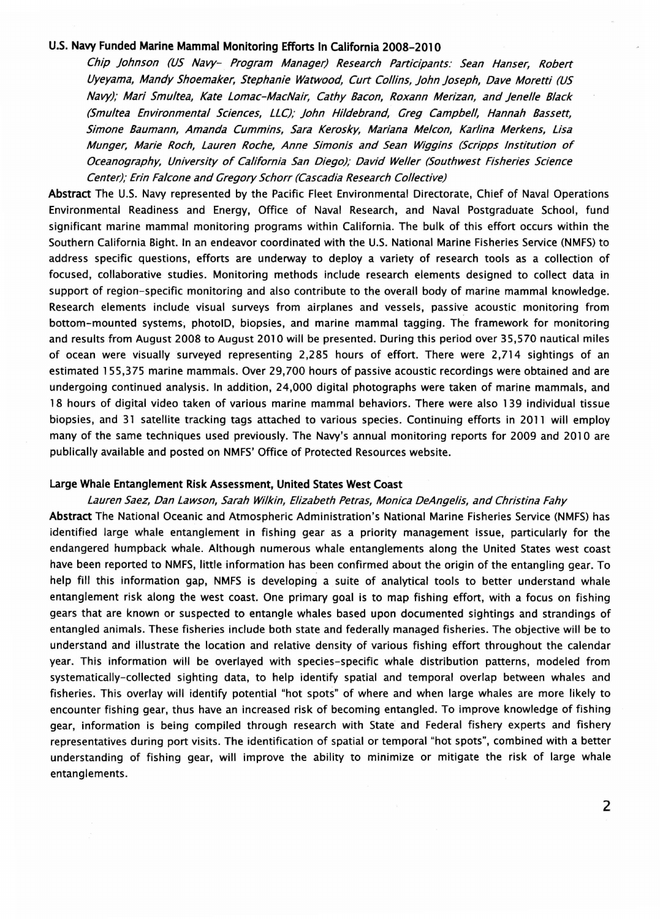### U.S. Navy Funded Marine Mammal Monitoring Efforts In California 2008-2010

*Chip Johnson (US Navy- Program Manager) Research Participants: Sean Hanser, Robert Uyeyama, Mandy Shoemaker, Stephanie Watwood, Curt Collins, John Joseph, Dave Moretti (US Navy); Mari Smultea, Kate Lomac-MacNair, Cathy Bacon, Roxann Merizan, and Jenelle Black (Smultea Environmental Sciences, LLC); John Hildebrand, Greg Campbell, Hannah Bassett, Simone Baumann, Amanda Cummins, Sara Kerosky, Mariana Melcon, Karlina Merkens, Lisa Munger, Marie Roch, Lauren Roche, Anne Simonis and Sean Wiggins (Scripps Institution of Oceanography, University of California San Diego); David Weller (Southwest Fisheries Science Center); Erin Falcone and Gregory Schorr (Cascadia Research Collective)*

**Abstract** The U.S. Navy represented by the Pacific Fleet Environmental Directorate, Chief of Naval Operations Environmental Readiness and Energy, Office of Naval Research, and Naval Postgraduate School, fund significant marine mammal monitoring programs within California. The bulk of this effort occurs within the Southern California Bight. In an endeavor coordinated with the U.S. National Marine Fisheries Service (NMFS) to address specific questions, efforts are underway to deploy a variety of research tools as a collection of focused, collaborative studies. Monitoring methods include research elements designed to collect data in support of region-specific monitoring and also contribute to the overall body of marine mammal knowledge. Research elements include visual surveys from airplanes and vessels, passive acoustic monitoring from bottom-mounted systems, photoID, biopsies, and marine mammal tagging. The framework for monitoring and results from August 2008 to August 2010 will be presented. During this period over 35,570 nautical miles of ocean were visually surveyed representing 2,285 hours of effort. There were 2,714 sightings of an estimated 155,375 marine mammals. Over 29,700 hours of passive acoustic recordings were obtained and are undergoing continued analysis. In addition, 24,000 digital photographs were taken of marine mammals, and 18 hours of digital video taken of various marine mammal behaviors. There were also 139 individual tissue biopsies, and 31 satellite tracking tags attached to various species. Continuing efforts in 2011 will employ many of the same techniques used previously. The Navy's annual monitoring reports for 2009 and 2010 are publically available and posted on NMFS' Office of Protected Resources website.

### Large Whale Entanglement Risk Assessment, United States West Coast

*Lauren Saez, Dan Lawson, Sarah Wilkin, Elizabeth Petras, Monica DeAngelis, and Christina Fahy*

**Abstract** The National Oceanic and Atmospheric Administration's National Marine Fisheries Service (NMFS) has identified large whale entanglement in fishing gear as a priority management issue, particularly for the endangered humpback whale. Although numerous whale entanglements along the United States west coast have been reported to NMFS, little information has been confirmed about the origin of the entangling gear. To help fill this information gap, NMFS is developing a suite of analytical tools to better understand whale entanglement risk along the west coast. One primary goal is to map fishing effort, with a focus on fishing gears that are known or suspected to entangle whales based upon documented sightings and strandings of entangled animals. These fisheries include both state and federally managed fisheries. The objective will be to understand and illustrate the location and relative density of various fishing effort throughout the calendar year. This information will be overlayed with species-specific whale distribution patterns, modeled from systematically-collected sighting data, to help identify spatial and temporal overlap between whales and fisheries. This overlay will identify potential "hot spots" of where and when large whales are more likely to encounter fishing gear, thus have an increased risk of becoming entangled. To improve knowledge of fishing gear, information is being compiled through research with State and Federal fishery experts and fishery representatives during port visits. The identification of spatial or temporal "hot spots", combined with a better understanding of fishing gear, will improve the ability to minimize or mitigate the risk of large whale entanglements.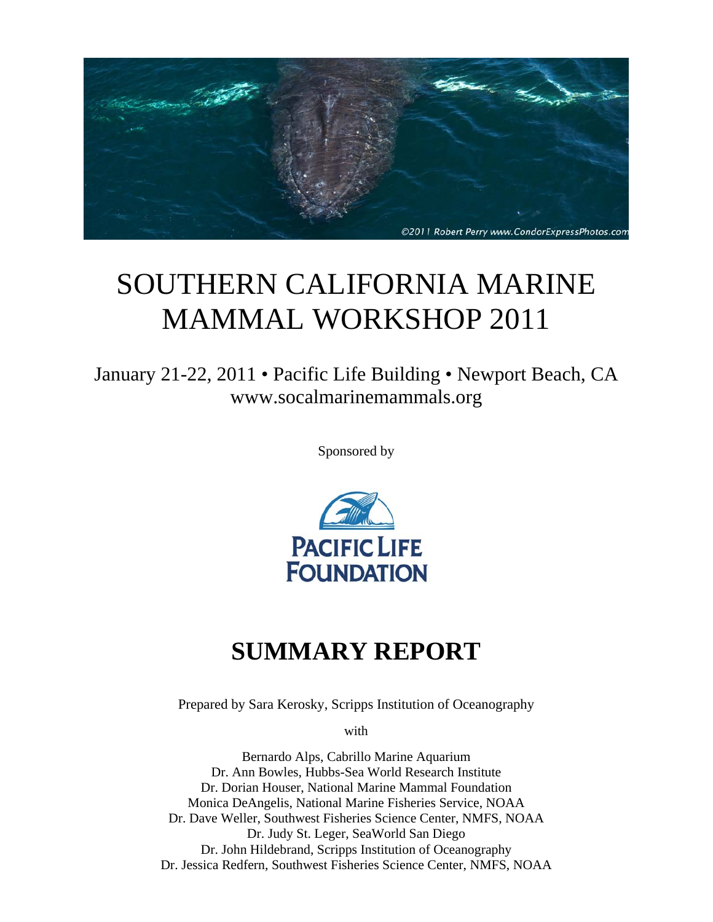# SOUTHERN CALIFORNIA MARINE MAMMAL WORKSHOP 2011

January 21-22, 2011 • Pacific Life Building • Newport Beach, CA
www.socalmarinemammals.org

Sponsored by

PACIFIC LIFE FOUNDATION

# SUMMARY REPORT

Prepared by Sara Kerosky, Scripps Institution of Oceanography

with

Bernardo Alps, Cabrillo Marine Aquarium
Dr. Ann Bowles, Hubbs-Sea World Research Institute
Dr. Dorian Houser, National Marine Mammal Foundation
Monica DeAngelis, National Marine Fisheries Service, NOAA
Dr. Dave Weller, Southwest Fisheries Science Center, NMFS, NOAA
Dr. Judy St. Leger, SeaWorld San Diego
Dr. John Hildebrand, Scripps Institution of Oceanography
Dr. Jessica Redfern, Southwest Fisheries Science Center, NMFS, NOAA